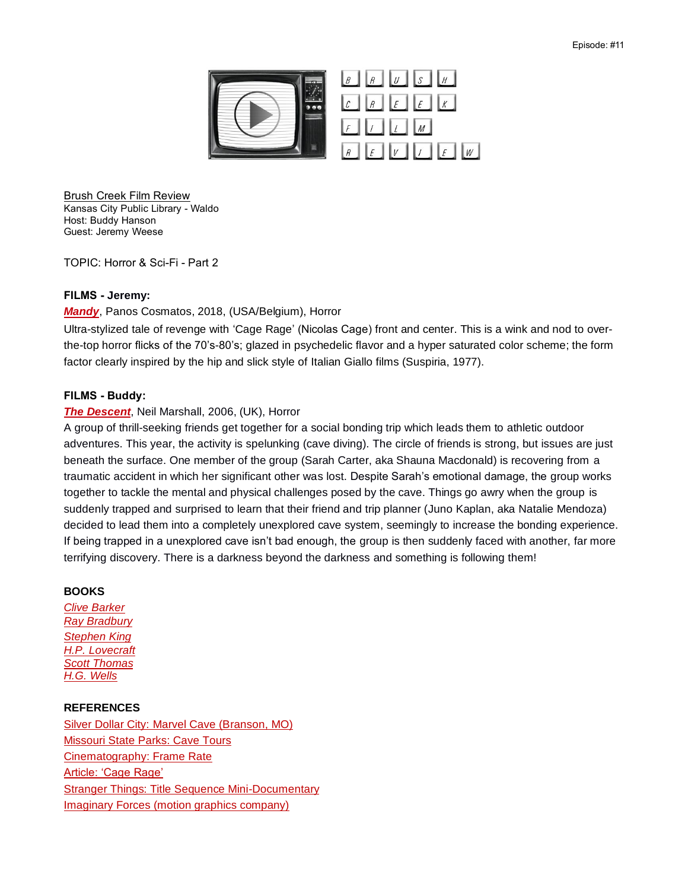Episode: #11

BRUSH CREEK FILM REVIEW

Brush Creek Film Review
Kansas City Public Library - Waldo
Host: Buddy Hanson
Guest: Jeremy Weese

TOPIC: Horror & Sci-Fi - Part 2

**FILMS - Jeremy:**

***Mandy***, Panos Cosmatos, 2018, (USA/Belgium), Horror

Ultra-stylized tale of revenge with 'Cage Rage' (Nicolas Cage) front and center. This is a wink and nod to over-the-top horror flicks of the 70's-80's; glazed in psychedelic flavor and a hyper saturated color scheme; the form factor clearly inspired by the hip and slick style of Italian Giallo films (Suspiria, 1977).

**FILMS - Buddy:**

***The Descent***, Neil Marshall, 2006, (UK), Horror

A group of thrill-seeking friends get together for a social bonding trip which leads them to athletic outdoor adventures. This year, the activity is spelunking (cave diving). The circle of friends is strong, but issues are just beneath the surface. One member of the group (Sarah Carter, aka Shauna Macdonald) is recovering from a traumatic accident in which her significant other was lost. Despite Sarah's emotional damage, the group works together to tackle the mental and physical challenges posed by the cave. Things go awry when the group is suddenly trapped and surprised to learn that their friend and trip planner (Juno Kaplan, aka Natalie Mendoza) decided to lead them into a completely unexplored cave system, seemingly to increase the bonding experience. If being trapped in a unexplored cave isn't bad enough, the group is then suddenly faced with another, far more terrifying discovery. There is a darkness beyond the darkness and something is following them!

**BOOKS**

*Clive Barker*
*Ray Bradbury*
*Stephen King*
*H.P. Lovecraft*
*Scott Thomas*
*H.G. Wells*

**REFERENCES**

Silver Dollar City: Marvel Cave (Branson, MO)
Missouri State Parks: Cave Tours
Cinematography: Frame Rate
Article: 'Cage Rage'
Stranger Things: Title Sequence Mini-Documentary
Imaginary Forces (motion graphics company)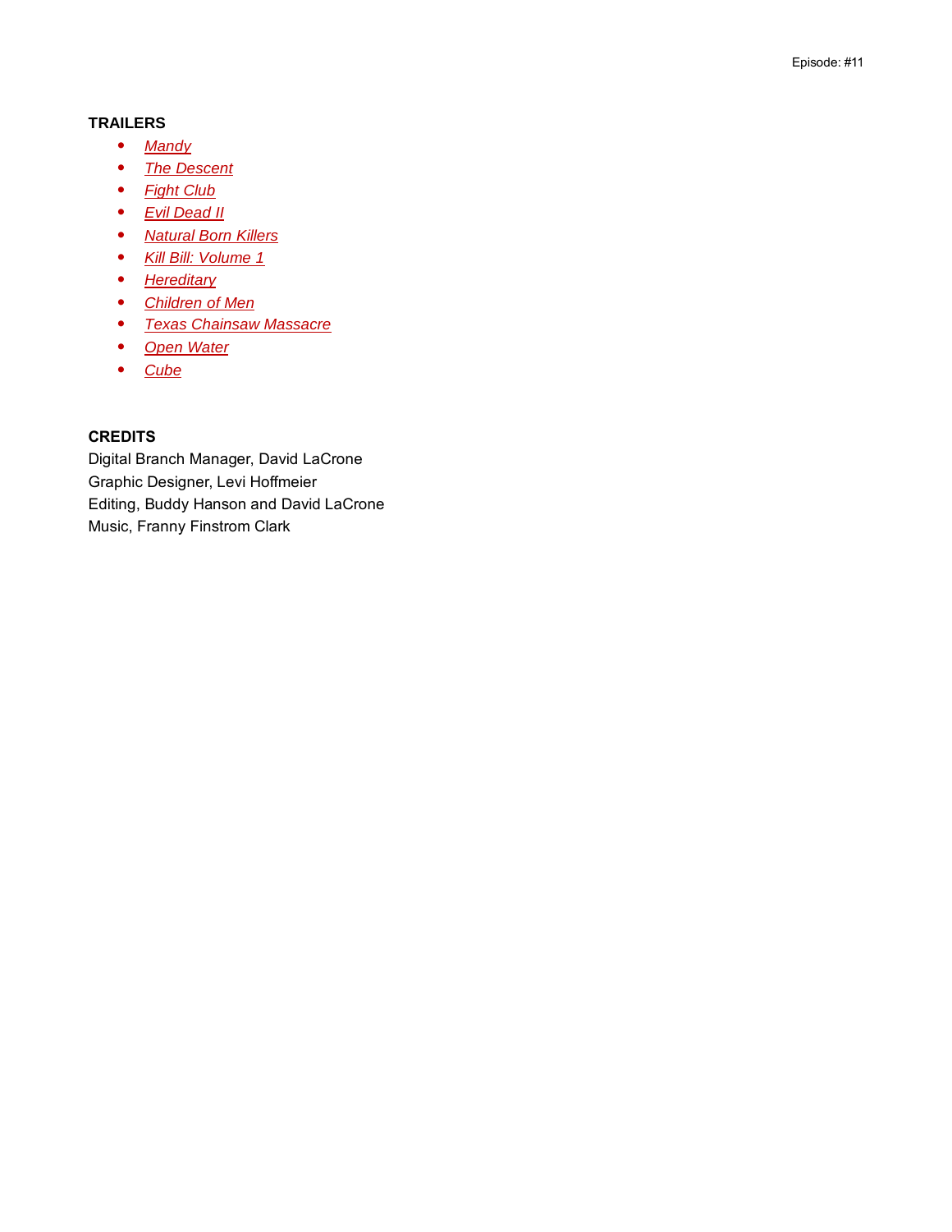**TRAILERS**

- *Mandy*
- *The Descent*
- *Fight Club*
- *Evil Dead II*
- *Natural Born Killers*
- *Kill Bill: Volume 1*
- *Hereditary*
- *Children of Men*
- *Texas Chainsaw Massacre*
- *Open Water*
- *Cube*

**CREDITS**

Digital Branch Manager, David LaCrone
Graphic Designer, Levi Hoffmeier
Editing, Buddy Hanson and David LaCrone
Music, Franny Finstrom Clark